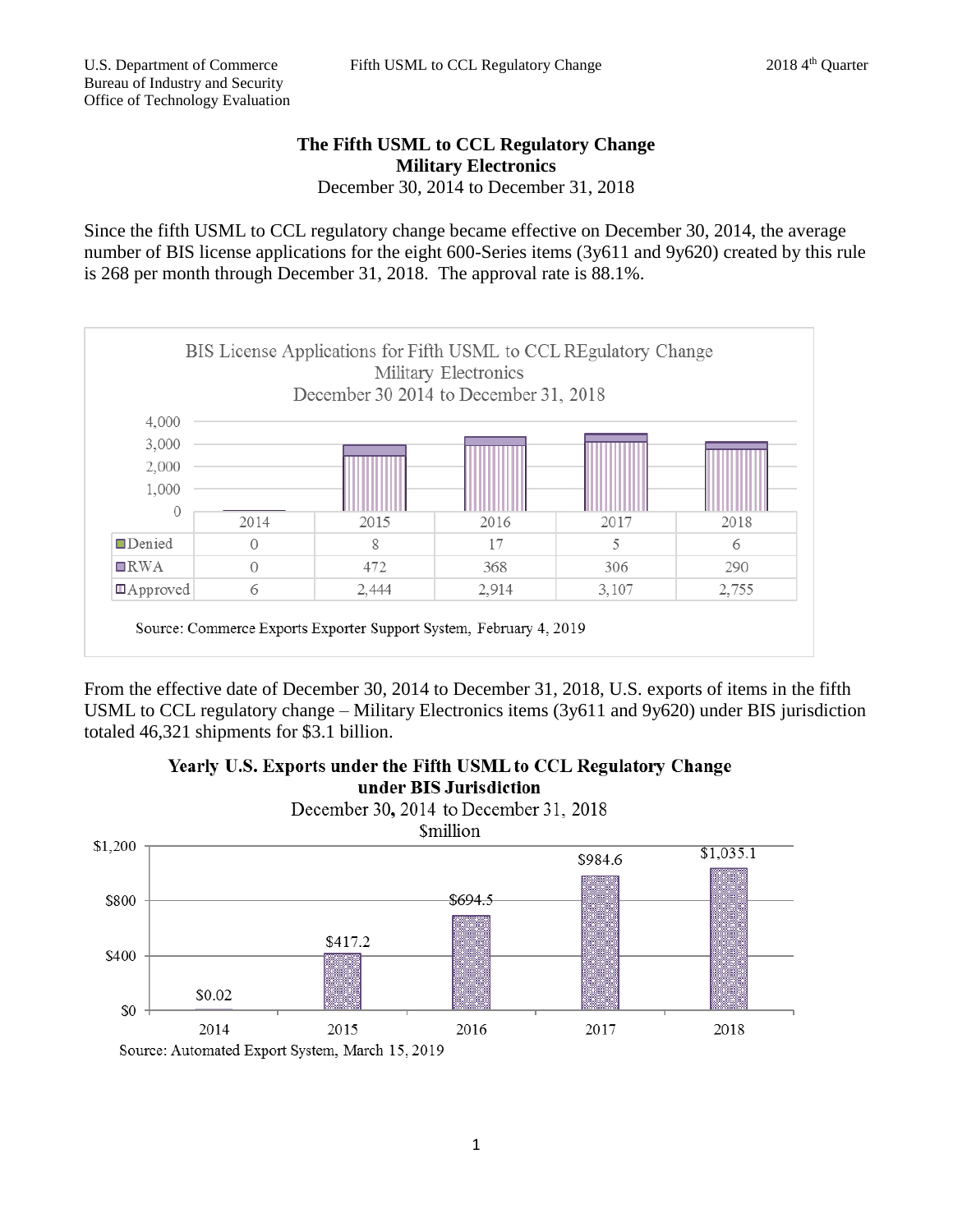# The Fifth USML to CCL Regulatory Change
## Military Electronics
December 30, 2014 to December 31, 2018

Since the fifth USML to CCL regulatory change became effective on December 30, 2014, the average number of BIS license applications for the eight 600-Series items (3y611 and 9y620) created by this rule is 268 per month through December 31, 2018. The approval rate is 88.1%.

BIS License Applications for Fifth USML to CCL REgulatory Change
Military Electronics
December 30 2014 to December 31, 2018

4,000
3,000
2,000
1,000
0

| | 2014 | 2015 | 2016 | 2017 | 2018 |
|---|---|---|---|---|---|
| Denied | 0 | 8 | 17 | 5 | 6 |
| RWA | 0 | 472 | 368 | 306 | 290 |
| Approved | 6 | 2,444 | 2,914 | 3,107 | 2,755 |

Source: Commerce Exports Exporter Support System, February 4, 2019

From the effective date of December 30, 2014 to December 31, 2018, U.S. exports of items in the fifth USML to CCL regulatory change – Military Electronics items (3y611 and 9y620) under BIS jurisdiction totaled 46,321 shipments for $3.1 billion.

**Yearly U.S. Exports under the Fifth USML to CCL Regulatory Change under BIS Jurisdiction**
December 30, 2014 to December 31, 2018
$million

$1,200
$800
$400
$0

2014: $0.02
2015: $417.2
2016: $694.5
2017: $984.6
2018: $1,035.1

Source: Automated Export System, March 15, 2019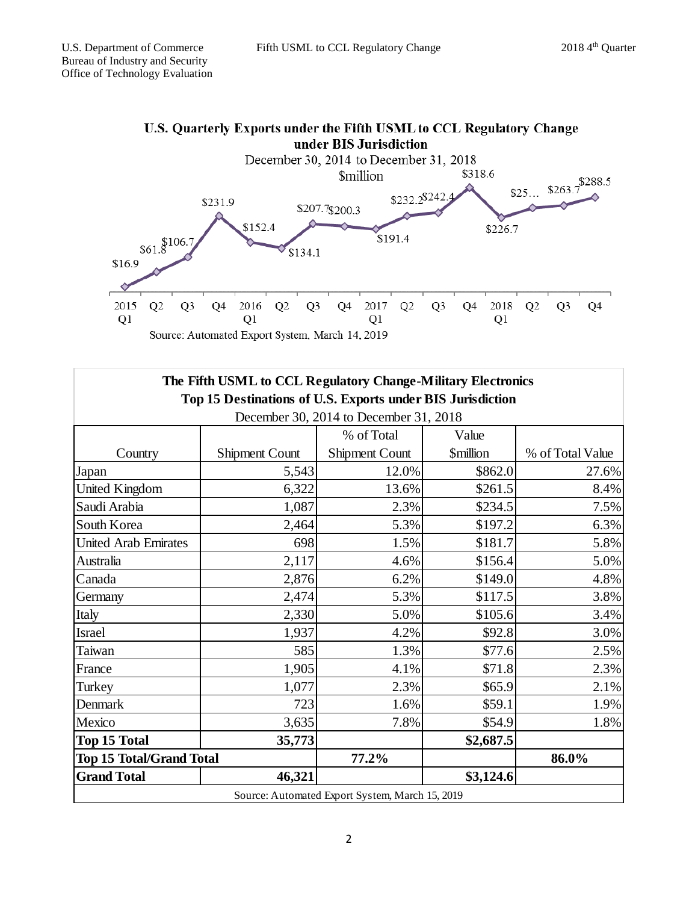**U.S. Quarterly Exports under the Fifth USML to CCL Regulatory Change under BIS Jurisdiction**

December 30, 2014 to December 31, 2018

$million

$16.9
$61.8
$106.7
$231.9
$152.4
$134.1
$207.7
$200.3
$191.4
$232.2
$242.4
$318.6
$226.7
$25…
$263.7
$288.5

2015 Q1 Q2 Q3 Q4 2016 Q1 Q2 Q3 Q4 2017 Q1 Q2 Q3 Q4 2018 Q1 Q2 Q3 Q4

Source: Automated Export System, March 14, 2019

**The Fifth USML to CCL Regulatory Change-Military Electronics**
**Top 15 Destinations of U.S. Exports under BIS Jurisdiction**
December 30, 2014 to December 31, 2018

| Country | Shipment Count | % of Total Shipment Count | Value $million | % of Total Value |
|---|---|---|---|---|
| Japan | 5,543 | 12.0% | $862.0 | 27.6% |
| United Kingdom | 6,322 | 13.6% | $261.5 | 8.4% |
| Saudi Arabia | 1,087 | 2.3% | $234.5 | 7.5% |
| South Korea | 2,464 | 5.3% | $197.2 | 6.3% |
| United Arab Emirates | 698 | 1.5% | $181.7 | 5.8% |
| Australia | 2,117 | 4.6% | $156.4 | 5.0% |
| Canada | 2,876 | 6.2% | $149.0 | 4.8% |
| Germany | 2,474 | 5.3% | $117.5 | 3.8% |
| Italy | 2,330 | 5.0% | $105.6 | 3.4% |
| Israel | 1,937 | 4.2% | $92.8 | 3.0% |
| Taiwan | 585 | 1.3% | $77.6 | 2.5% |
| France | 1,905 | 4.1% | $71.8 | 2.3% |
| Turkey | 1,077 | 2.3% | $65.9 | 2.1% |
| Denmark | 723 | 1.6% | $59.1 | 1.9% |
| Mexico | 3,635 | 7.8% | $54.9 | 1.8% |
| **Top 15 Total** | **35,773** | | **$2,687.5** | |
| **Top 15 Total/Grand Total** | | **77.2%** | | **86.0%** |
| **Grand Total** | **46,321** | | **$3,124.6** | |

Source: Automated Export System, March 15, 2019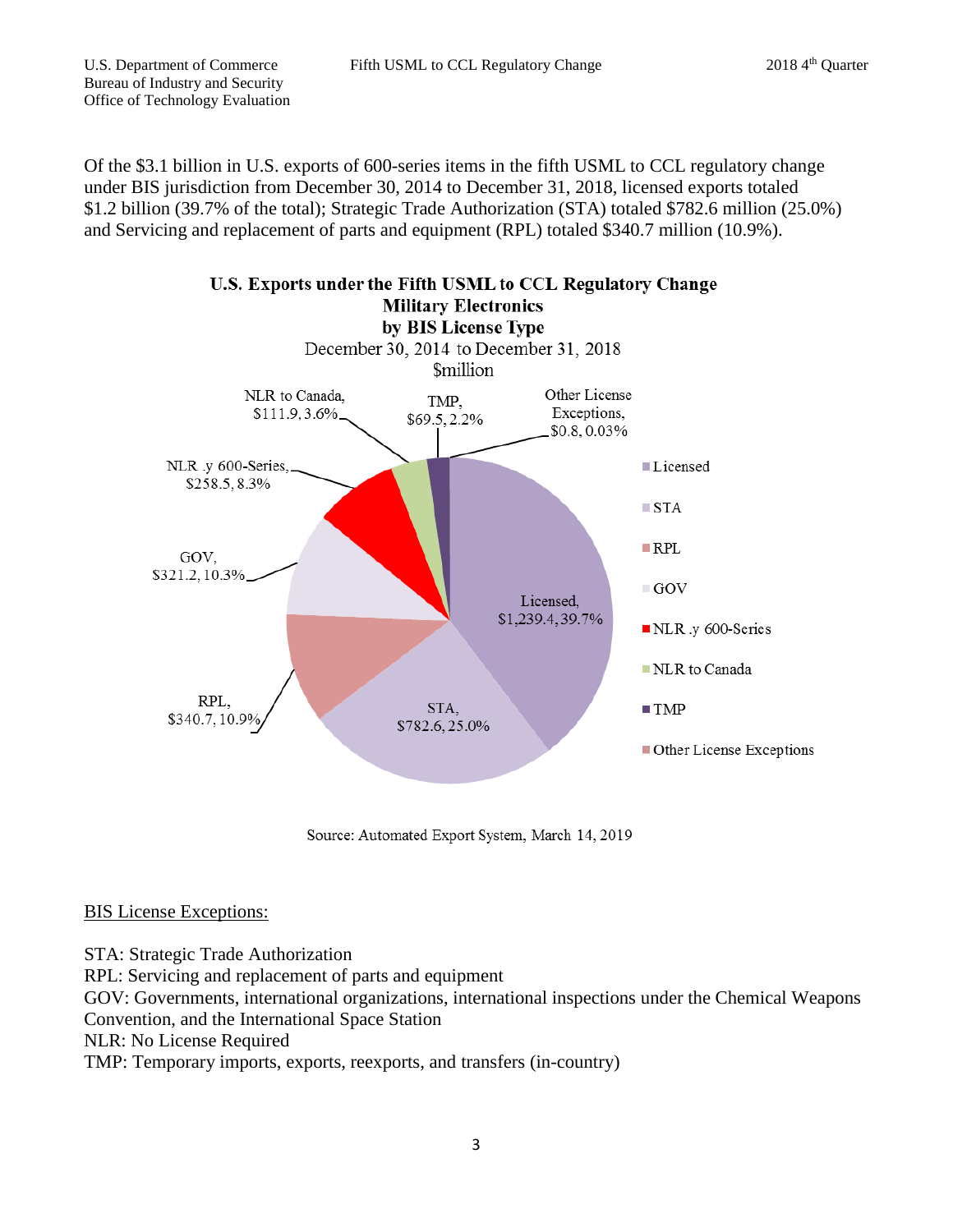Of the $3.1 billion in U.S. exports of 600-series items in the fifth USML to CCL regulatory change under BIS jurisdiction from December 30, 2014 to December 31, 2018, licensed exports totaled $1.2 billion (39.7% of the total); Strategic Trade Authorization (STA) totaled $782.6 million (25.0%) and Servicing and replacement of parts and equipment (RPL) totaled $340.7 million (10.9%).

**U.S. Exports under the Fifth USML to CCL Regulatory Change**
**Military Electronics**
**by BIS License Type**
December 30, 2014 to December 31, 2018
$million

NLR to Canada, $111.9, 3.6%
TMP, $69.5, 2.2%
Other License Exceptions, $0.8, 0.03%
NLR .y 600-Series, $258.5, 8.3%
GOV, $321.2, 10.3%
Licensed, $1,239.4, 39.7%
RPL, $340.7, 10.9%
STA, $782.6, 25.0%

Licensed
STA
RPL
GOV
NLR .y 600-Series
NLR to Canada
TMP
Other License Exceptions

Source: Automated Export System, March 14, 2019

BIS License Exceptions:

STA: Strategic Trade Authorization
RPL: Servicing and replacement of parts and equipment
GOV: Governments, international organizations, international inspections under the Chemical Weapons Convention, and the International Space Station
NLR: No License Required
TMP: Temporary imports, exports, reexports, and transfers (in-country)